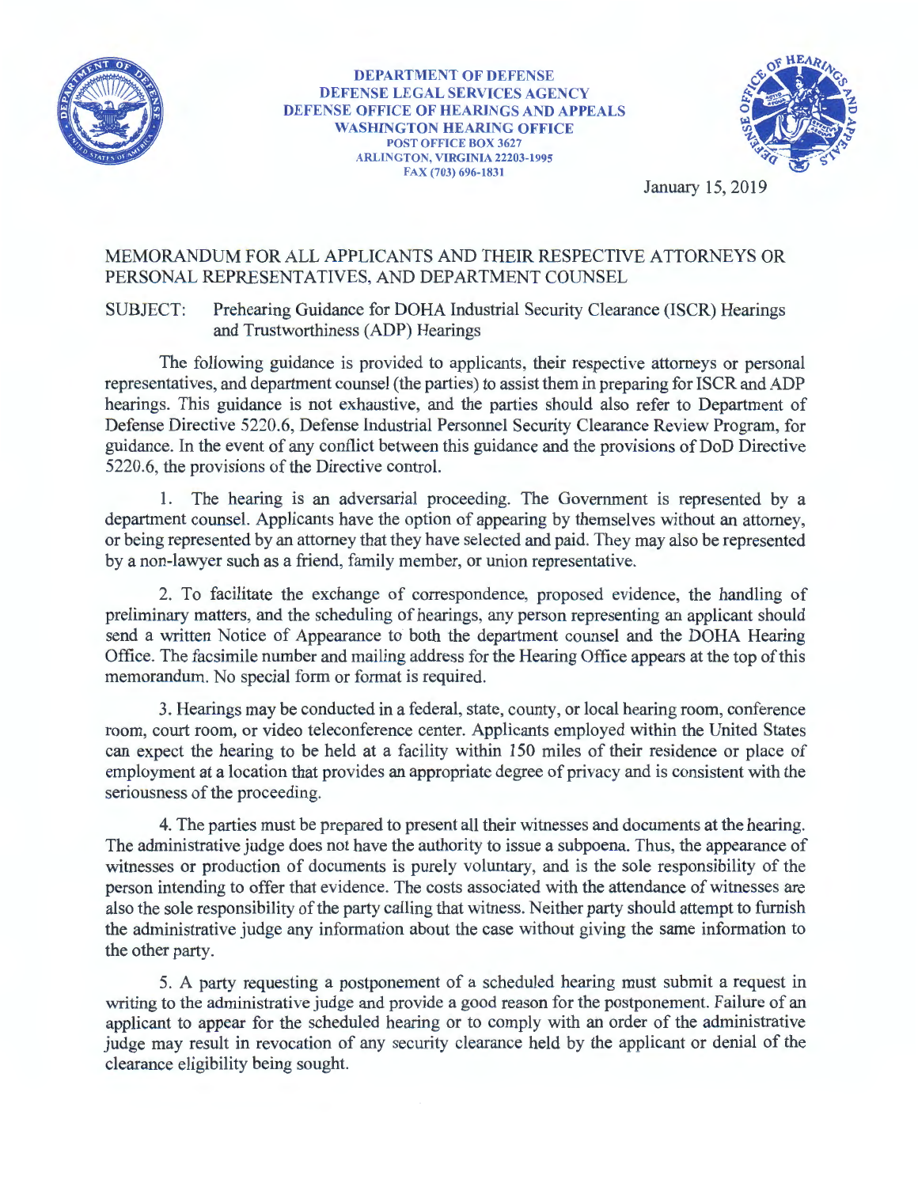DEPARTMENT OF DEFENSE
DEFENSE LEGAL SERVICES AGENCY
DEFENSE OFFICE OF HEARINGS AND APPEALS
WASHINGTON HEARING OFFICE
POST OFFICE BOX 3627
ARLINGTON, VIRGINIA 22203-1995
FAX (703) 696-1831

January 15, 2019

MEMORANDUM FOR ALL APPLICANTS AND THEIR RESPECTIVE ATTORNEYS OR PERSONAL REPRESENTATIVES, AND DEPARTMENT COUNSEL

SUBJECT: Prehearing Guidance for DOHA Industrial Security Clearance (ISCR) Hearings and Trustworthiness (ADP) Hearings

The following guidance is provided to applicants, their respective attorneys or personal representatives, and department counsel (the parties) to assist them in preparing for ISCR and ADP hearings. This guidance is not exhaustive, and the parties should also refer to Department of Defense Directive 5220.6, Defense Industrial Personnel Security Clearance Review Program, for guidance. In the event of any conflict between this guidance and the provisions of DoD Directive 5220.6, the provisions of the Directive control.

1. The hearing is an adversarial proceeding. The Government is represented by a department counsel. Applicants have the option of appearing by themselves without an attorney, or being represented by an attorney that they have selected and paid. They may also be represented by a non-lawyer such as a friend, family member, or union representative.

2. To facilitate the exchange of correspondence, proposed evidence, the handling of preliminary matters, and the scheduling of hearings, any person representing an applicant should send a written Notice of Appearance to both the department counsel and the DOHA Hearing Office. The facsimile number and mailing address for the Hearing Office appears at the top of this memorandum. No special form or format is required.

3. Hearings may be conducted in a federal, state, county, or local hearing room, conference room, court room, or video teleconference center. Applicants employed within the United States can expect the hearing to be held at a facility within 150 miles of their residence or place of employment at a location that provides an appropriate degree of privacy and is consistent with the seriousness of the proceeding.

4. The parties must be prepared to present all their witnesses and documents at the hearing. The administrative judge does not have the authority to issue a subpoena. Thus, the appearance of witnesses or production of documents is purely voluntary, and is the sole responsibility of the person intending to offer that evidence. The costs associated with the attendance of witnesses are also the sole responsibility of the party calling that witness. Neither party should attempt to furnish the administrative judge any information about the case without giving the same information to the other party.

5. A party requesting a postponement of a scheduled hearing must submit a request in writing to the administrative judge and provide a good reason for the postponement. Failure of an applicant to appear for the scheduled hearing or to comply with an order of the administrative judge may result in revocation of any security clearance held by the applicant or denial of the clearance eligibility being sought.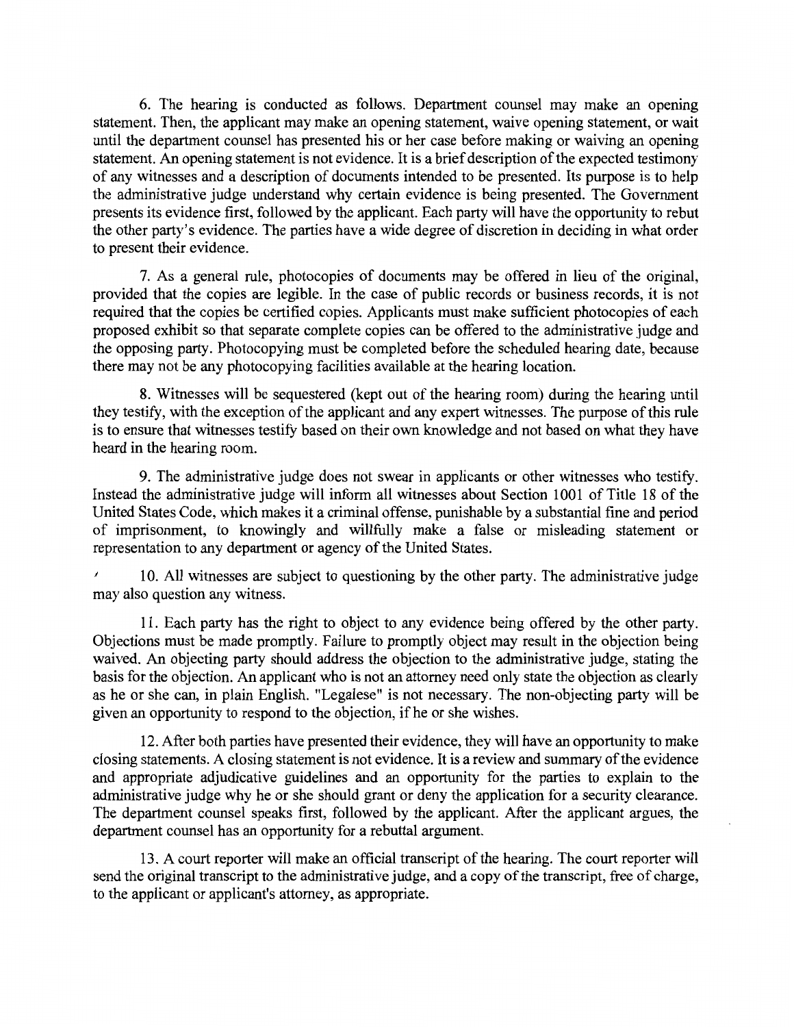6. The hearing is conducted as follows. Department counsel may make an opening statement. Then, the applicant may make an opening statement, waive opening statement, or wait until the department counsel has presented his or her case before making or waiving an opening statement. An opening statement is not evidence. It is a brief description of the expected testimony of any witnesses and a description of documents intended to be presented. Its purpose is to help the administrative judge understand why certain evidence is being presented. The Government presents its evidence first, followed by the applicant. Each party will have the opportunity to rebut the other party's evidence. The parties have a wide degree of discretion in deciding in what order to present their evidence.

7. As a general rule, photocopies of documents may be offered in lieu of the original, provided that the copies are legible. In the case of public records or business records, it is not required that the copies be certified copies. Applicants must make sufficient photocopies of each proposed exhibit so that separate complete copies can be offered to the administrative judge and the opposing party. Photocopying must be completed before the scheduled hearing date, because there may not be any photocopying facilities available at the hearing location.

8. Witnesses will be sequestered (kept out of the hearing room) during the hearing until they testify, with the exception of the applicant and any expert witnesses. The purpose of this rule is to ensure that witnesses testify based on their own knowledge and not based on what they have heard in the hearing room.

9. The administrative judge does not swear in applicants or other witnesses who testify. Instead the administrative judge will inform all witnesses about Section 1001 of Title 18 of the United States Code, which makes it a criminal offense, punishable by a substantial fine and period of imprisonment, to knowingly and willfully make a false or misleading statement or representation to any department or agency of the United States.

10. All witnesses are subject to questioning by the other party. The administrative judge may also question any witness.

11. Each party has the right to object to any evidence being offered by the other party. Objections must be made promptly. Failure to promptly object may result in the objection being waived. An objecting party should address the objection to the administrative judge, stating the basis for the objection. An applicant who is not an attorney need only state the objection as clearly as he or she can, in plain English. "Legalese" is not necessary. The non-objecting party will be given an opportunity to respond to the objection, if he or she wishes.

12. After both parties have presented their evidence, they will have an opportunity to make closing statements. A closing statement is not evidence. It is a review and summary of the evidence and appropriate adjudicative guidelines and an opportunity for the parties to explain to the administrative judge why he or she should grant or deny the application for a security clearance. The department counsel speaks first, followed by the applicant. After the applicant argues, the department counsel has an opportunity for a rebuttal argument.

13. A court reporter will make an official transcript of the hearing. The court reporter will send the original transcript to the administrative judge, and a copy of the transcript, free of charge, to the applicant or applicant's attorney, as appropriate.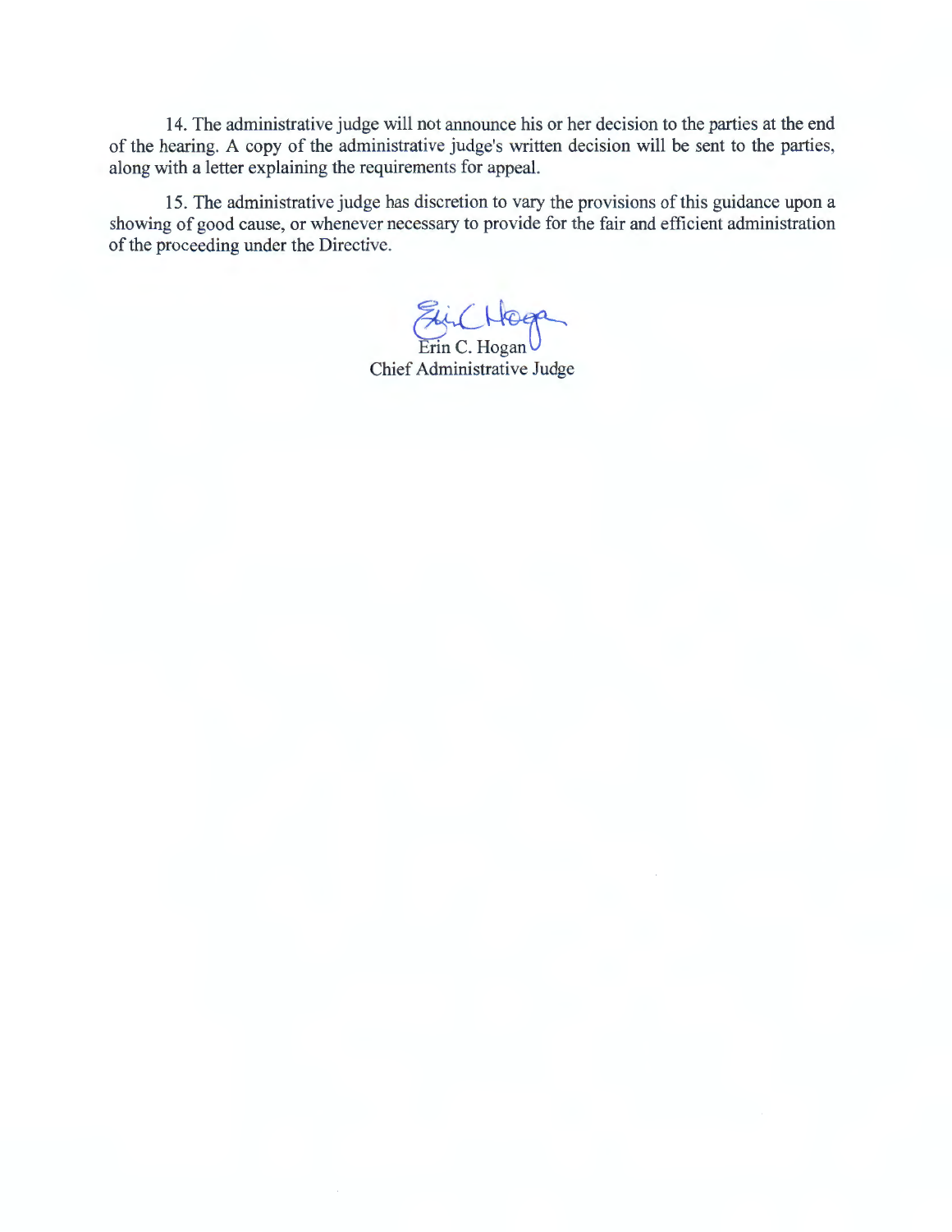14. The administrative judge will not announce his or her decision to the parties at the end of the hearing. A copy of the administrative judge's written decision will be sent to the parties, along with a letter explaining the requirements for appeal.

15. The administrative judge has discretion to vary the provisions of this guidance upon a showing of good cause, or whenever necessary to provide for the fair and efficient administration of the proceeding under the Directive.

Erin C. Hogan
Chief Administrative Judge